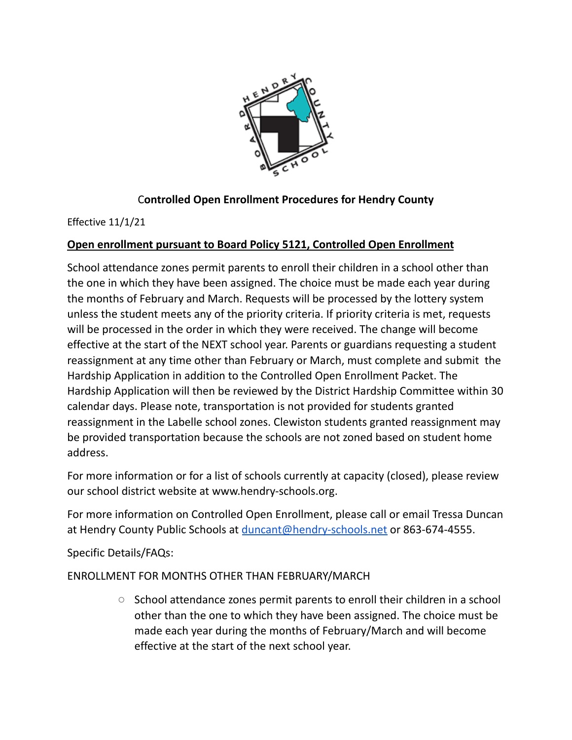# Controlled Open Enrollment Procedures for Hendry County

Effective 11/1/21

## **Open enrollment pursuant to Board Policy 5121, Controlled Open Enrollment**

School attendance zones permit parents to enroll their children in a school other than the one in which they have been assigned. The choice must be made each year during the months of February and March. Requests will be processed by the lottery system unless the student meets any of the priority criteria. If priority criteria is met, requests will be processed in the order in which they were received. The change will become effective at the start of the NEXT school year. Parents or guardians requesting a student reassignment at any time other than February or March, must complete and submit the Hardship Application in addition to the Controlled Open Enrollment Packet. The Hardship Application will then be reviewed by the District Hardship Committee within 30 calendar days. Please note, transportation is not provided for students granted reassignment in the Labelle school zones. Clewiston students granted reassignment may be provided transportation because the schools are not zoned based on student home address.

For more information or for a list of schools currently at capacity (closed), please review our school district website at www.hendry-schools.org.

For more information on Controlled Open Enrollment, please call or email Tressa Duncan at Hendry County Public Schools at duncant@hendry-schools.net or 863-674-4555.

Specific Details/FAQs:

ENROLLMENT FOR MONTHS OTHER THAN FEBRUARY/MARCH

- School attendance zones permit parents to enroll their children in a school other than the one to which they have been assigned. The choice must be made each year during the months of February/March and will become effective at the start of the next school year.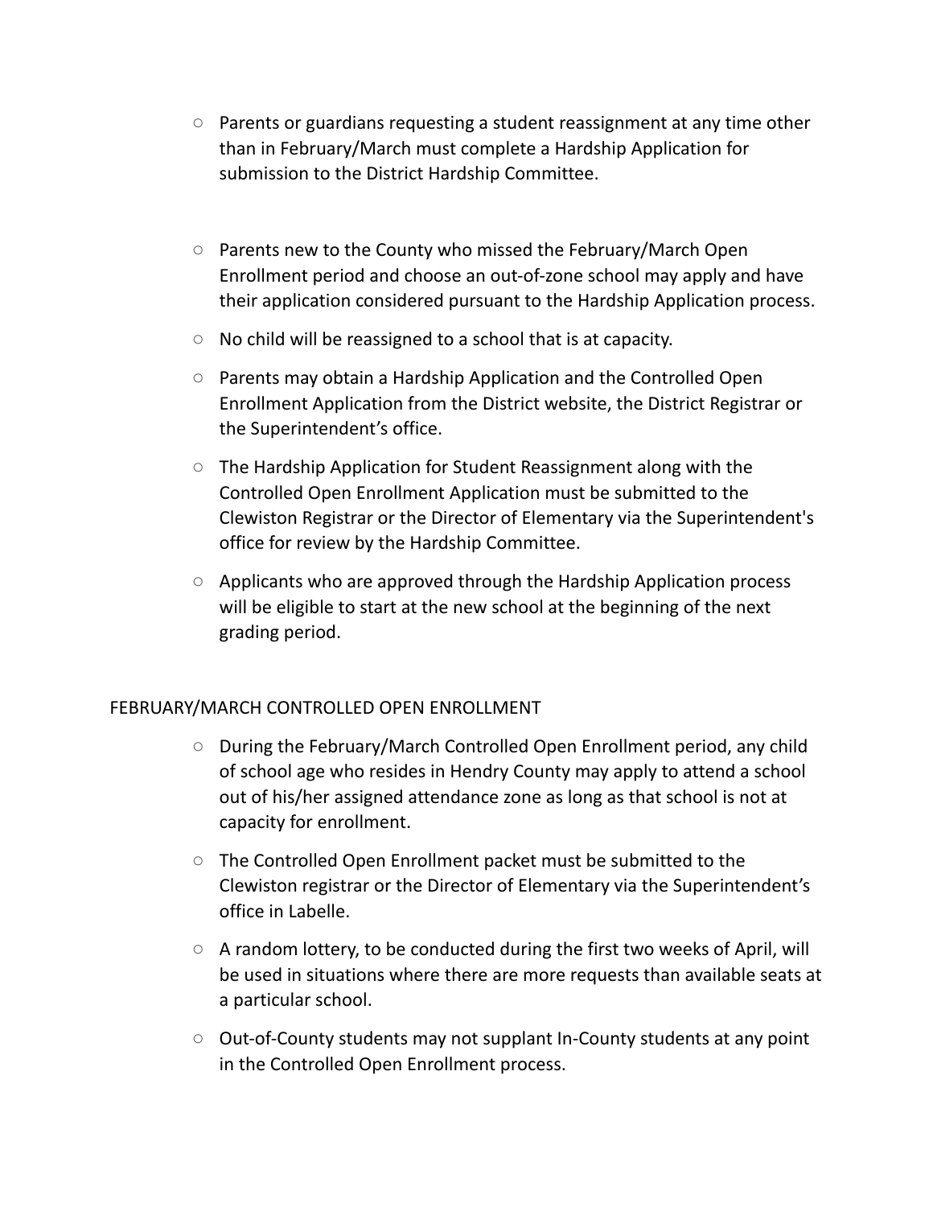- Parents or guardians requesting a student reassignment at any time other than in February/March must complete a Hardship Application for submission to the District Hardship Committee.

- Parents new to the County who missed the February/March Open Enrollment period and choose an out-of-zone school may apply and have their application considered pursuant to the Hardship Application process.
- No child will be reassigned to a school that is at capacity.
- Parents may obtain a Hardship Application and the Controlled Open Enrollment Application from the District website, the District Registrar or the Superintendent's office.
- The Hardship Application for Student Reassignment along with the Controlled Open Enrollment Application must be submitted to the Clewiston Registrar or the Director of Elementary via the Superintendent's office for review by the Hardship Committee.
- Applicants who are approved through the Hardship Application process will be eligible to start at the new school at the beginning of the next grading period.

FEBRUARY/MARCH CONTROLLED OPEN ENROLLMENT

- During the February/March Controlled Open Enrollment period, any child of school age who resides in Hendry County may apply to attend a school out of his/her assigned attendance zone as long as that school is not at capacity for enrollment.
- The Controlled Open Enrollment packet must be submitted to the Clewiston registrar or the Director of Elementary via the Superintendent's office in Labelle.
- A random lottery, to be conducted during the first two weeks of April, will be used in situations where there are more requests than available seats at a particular school.
- Out-of-County students may not supplant In-County students at any point in the Controlled Open Enrollment process.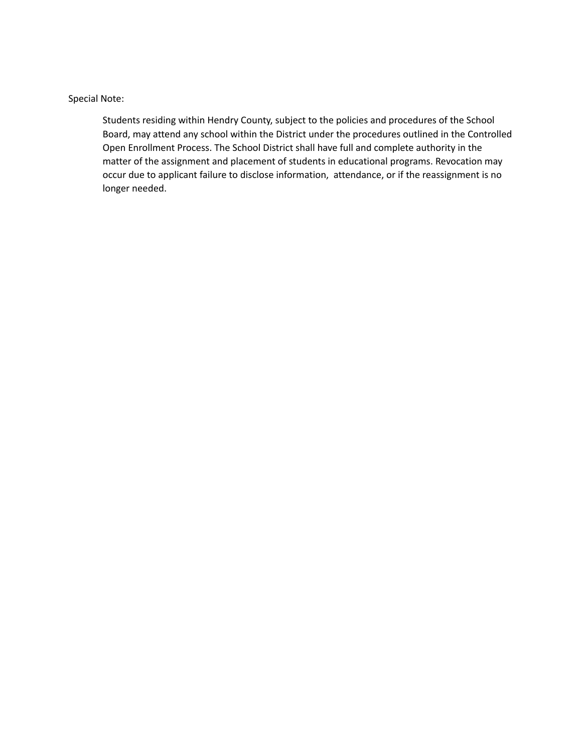Special Note:

> Students residing within Hendry County, subject to the policies and procedures of the School Board, may attend any school within the District under the procedures outlined in the Controlled Open Enrollment Process. The School District shall have full and complete authority in the matter of the assignment and placement of students in educational programs. Revocation may occur due to applicant failure to disclose information, attendance, or if the reassignment is no longer needed.